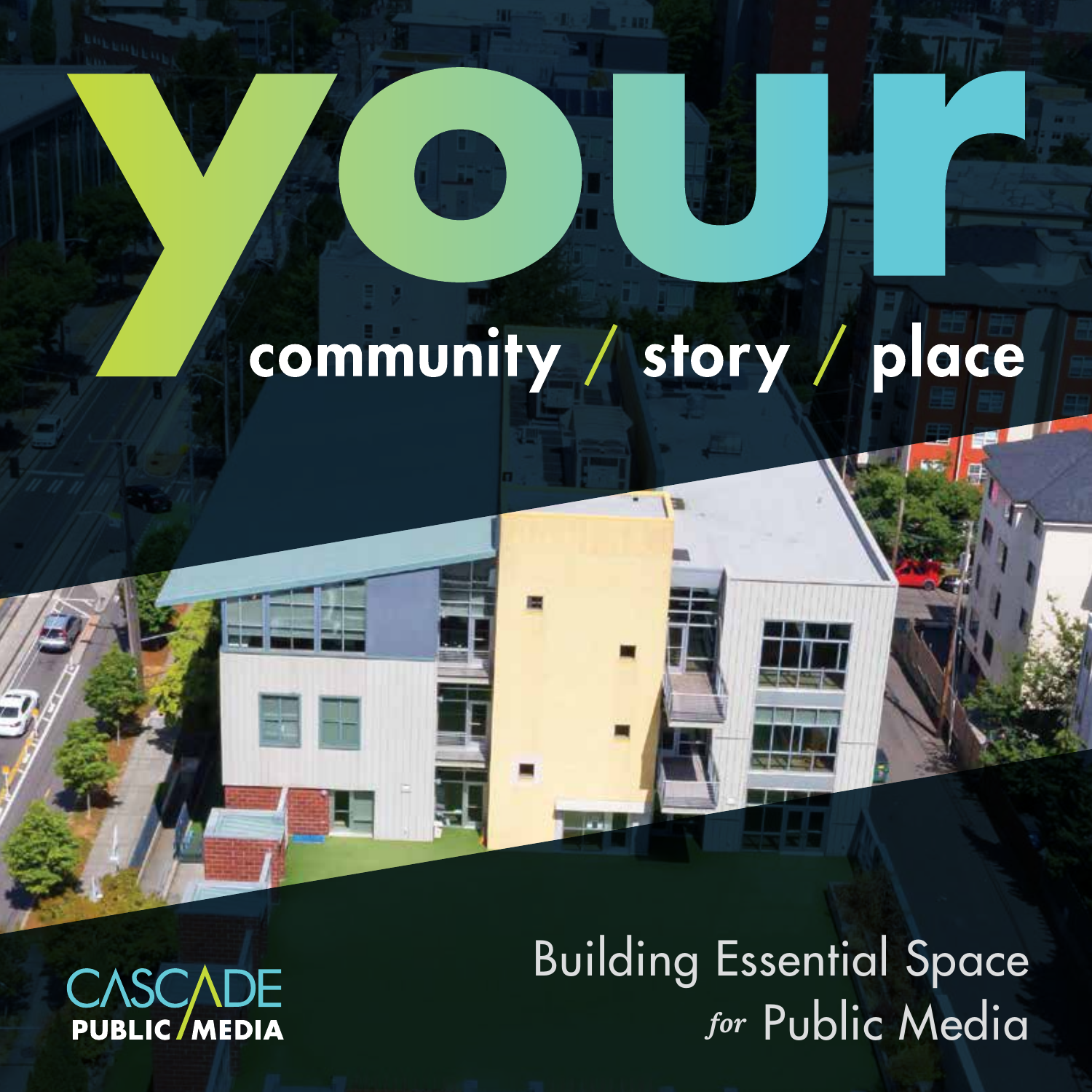# your

community / story / place

CASCADE PUBLIC MEDIA

Building Essential Space *for* Public Media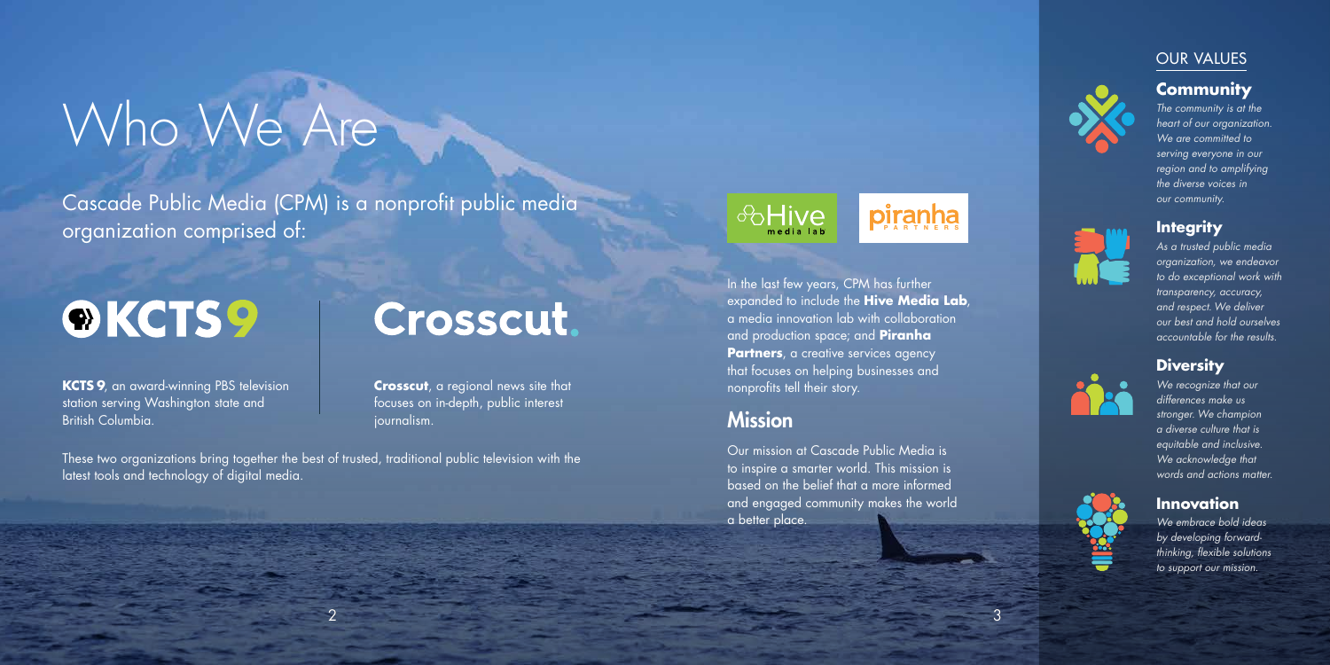# Who We Are

Cascade Public Media (CPM) is a nonprofit public media organization comprised of:

**KCTS 9**

**KCTS 9**, an award-winning PBS television station serving Washington state and British Columbia.

**Crosscut.**

**Crosscut**, a regional news site that focuses on in-depth, public interest journalism.

These two organizations bring together the best of trusted, traditional public television with the latest tools and technology of digital media.

Hive media lab

piranha PARTNERS

In the last few years, CPM has further expanded to include the **Hive Media Lab**, a media innovation lab with collaboration and production space; and **Piranha Partners**, a creative services agency that focuses on helping businesses and nonprofits tell their story.

## Mission

Our mission at Cascade Public Media is to inspire a smarter world. This mission is based on the belief that a more informed and engaged community makes the world a better place.

## OUR VALUES

### Community

*The community is at the heart of our organization. We are committed to serving everyone in our region and to amplifying the diverse voices in our community.*

### Integrity

*As a trusted public media organization, we endeavor to do exceptional work with transparency, accuracy, and respect. We deliver our best and hold ourselves accountable for the results.*

### Diversity

*We recognize that our differences make us stronger. We champion a diverse culture that is equitable and inclusive. We acknowledge that words and actions matter.*

### Innovation

*We embrace bold ideas by developing forward-thinking, flexible solutions to support our mission.*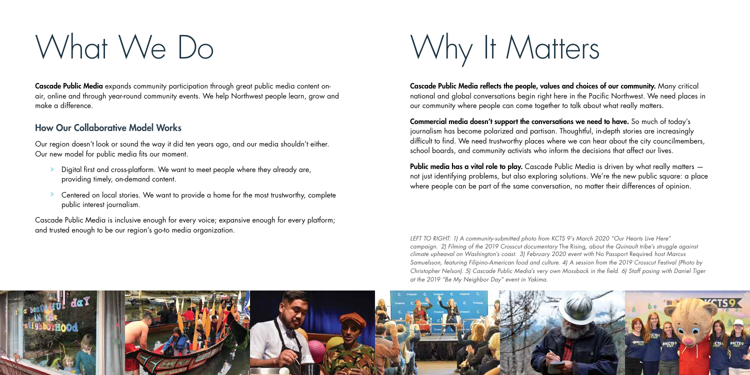# What We Do

**Cascade Public Media** expands community participation through great public media content on-air, online and through year-round community events. We help Northwest people learn, grow and make a difference.

## How Our Collaborative Model Works

Our region doesn't look or sound the way it did ten years ago, and our media shouldn't either. Our new model for public media fits our moment.

- Digital first and cross-platform. We want to meet people where they already are, providing timely, on-demand content.
- Centered on local stories. We want to provide a home for the most trustworthy, complete public interest journalism.

Cascade Public Media is inclusive enough for every voice; expansive enough for every platform; and trusted enough to be our region's go-to media organization.

# Why It Matters

**Cascade Public Media reflects the people, values and choices of our community.** Many critical national and global conversations begin right here in the Pacific Northwest. We need places in our community where people can come together to talk about what really matters.

**Commercial media doesn't support the conversations we need to have.** So much of today's journalism has become polarized and partisan. Thoughtful, in-depth stories are increasingly difficult to find. We need trustworthy places where we can hear about the city councilmembers, school boards, and community activists who inform the decisions that affect our lives.

**Public media has a vital role to play.** Cascade Public Media is driven by what really matters — not just identifying problems, but also exploring solutions. We're the new public square: a place where people can be part of the same conversation, no matter their differences of opinion.

*LEFT TO RIGHT: 1) A community-submitted photo from KCTS 9's March 2020 "Our Hearts Live Here" campaign. 2) Filming of the 2019 Crosscut documentary* The Rising*, about the Quinault tribe's struggle against climate upheaval on Washington's coast. 3) February 2020 event with* No Passport Required *host Marcus Samuelsson, featuring Filipino-American food and culture. 4) A session from the 2019 Crosscut Festival (Photo by Christopher Nelson). 5) Cascade Public Media's very own Mossback in the field. 6) Staff posing with Daniel Tiger at the 2019 "Be My Neighbor Day" event in Yakima.*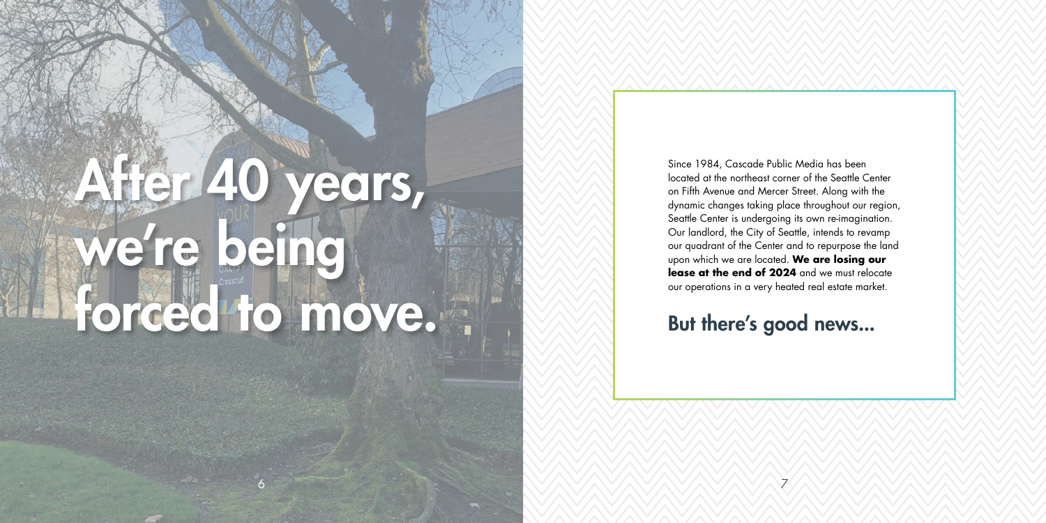# After 40 years, we're being forced to move.

Since 1984, Cascade Public Media has been located at the northeast corner of the Seattle Center on Fifth Avenue and Mercer Street. Along with the dynamic changes taking place throughout our region, Seattle Center is undergoing its own re-imagination. Our landlord, the City of Seattle, intends to revamp our quadrant of the Center and to repurpose the land upon which we are located. **We are losing our lease at the end of 2024** and we must relocate our operations in a very heated real estate market.

## But there's good news...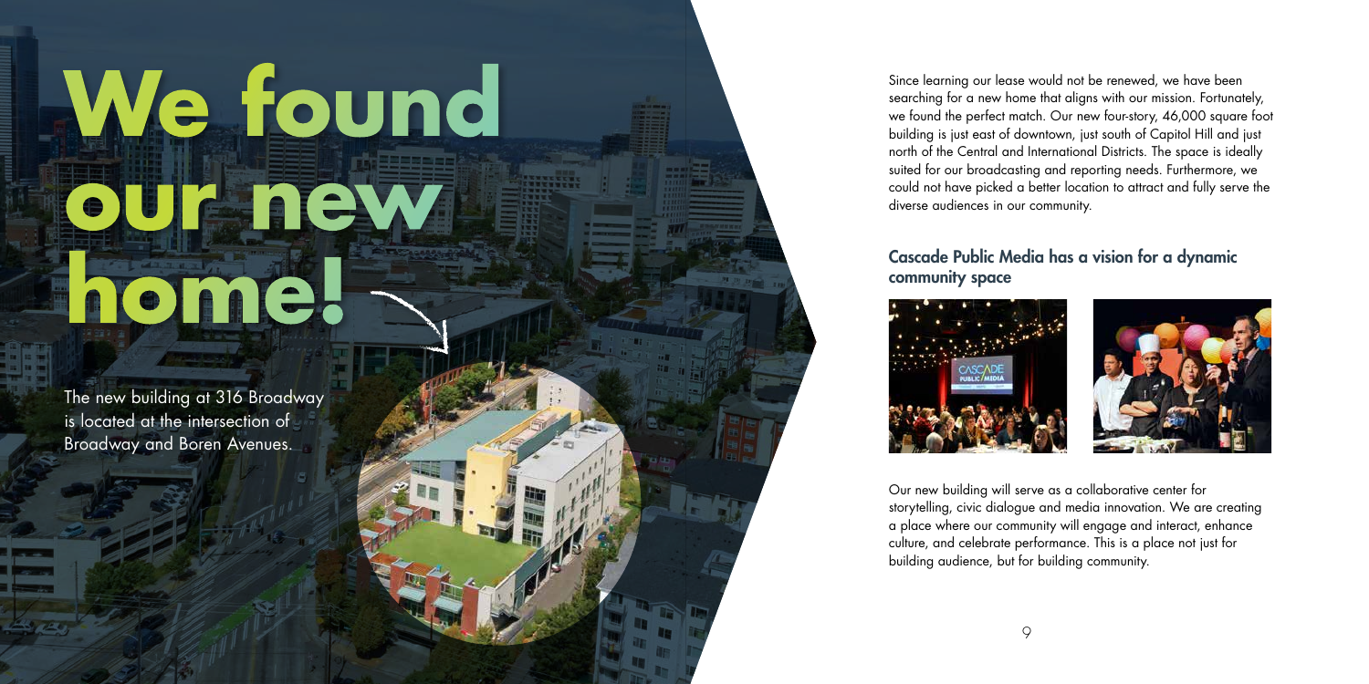# We found our new home!

The new building at 316 Broadway is located at the intersection of Broadway and Boren Avenues.

Since learning our lease would not be renewed, we have been searching for a new home that aligns with our mission. Fortunately, we found the perfect match. Our new four-story, 46,000 square foot building is just east of downtown, just south of Capitol Hill and just north of the Central and International Districts. The space is ideally suited for our broadcasting and reporting needs. Furthermore, we could not have picked a better location to attract and fully serve the diverse audiences in our community.

## Cascade Public Media has a vision for a dynamic community space

Our new building will serve as a collaborative center for storytelling, civic dialogue and media innovation. We are creating a place where our community will engage and interact, enhance culture, and celebrate performance. This is a place not just for building audience, but for building community.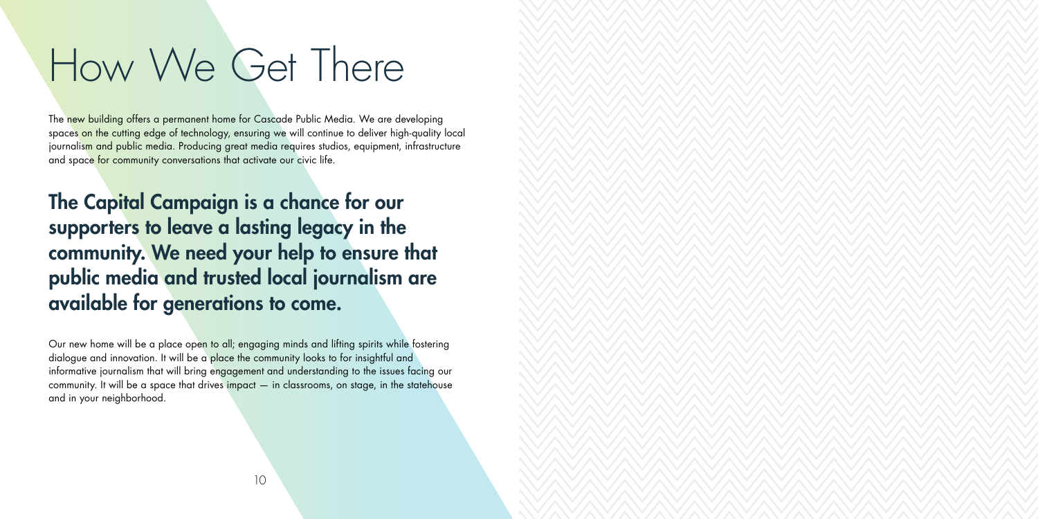# How We Get There

The new building offers a permanent home for Cascade Public Media. We are developing spaces on the cutting edge of technology, ensuring we will continue to deliver high-quality local journalism and public media. Producing great media requires studios, equipment, infrastructure and space for community conversations that activate our civic life.

## The Capital Campaign is a chance for our supporters to leave a lasting legacy in the community. We need your help to ensure that public media and trusted local journalism are available for generations to come.

Our new home will be a place open to all; engaging minds and lifting spirits while fostering dialogue and innovation. It will be a place the community looks to for insightful and informative journalism that will bring engagement and understanding to the issues facing our community. It will be a space that drives impact — in classrooms, on stage, in the statehouse and in your neighborhood.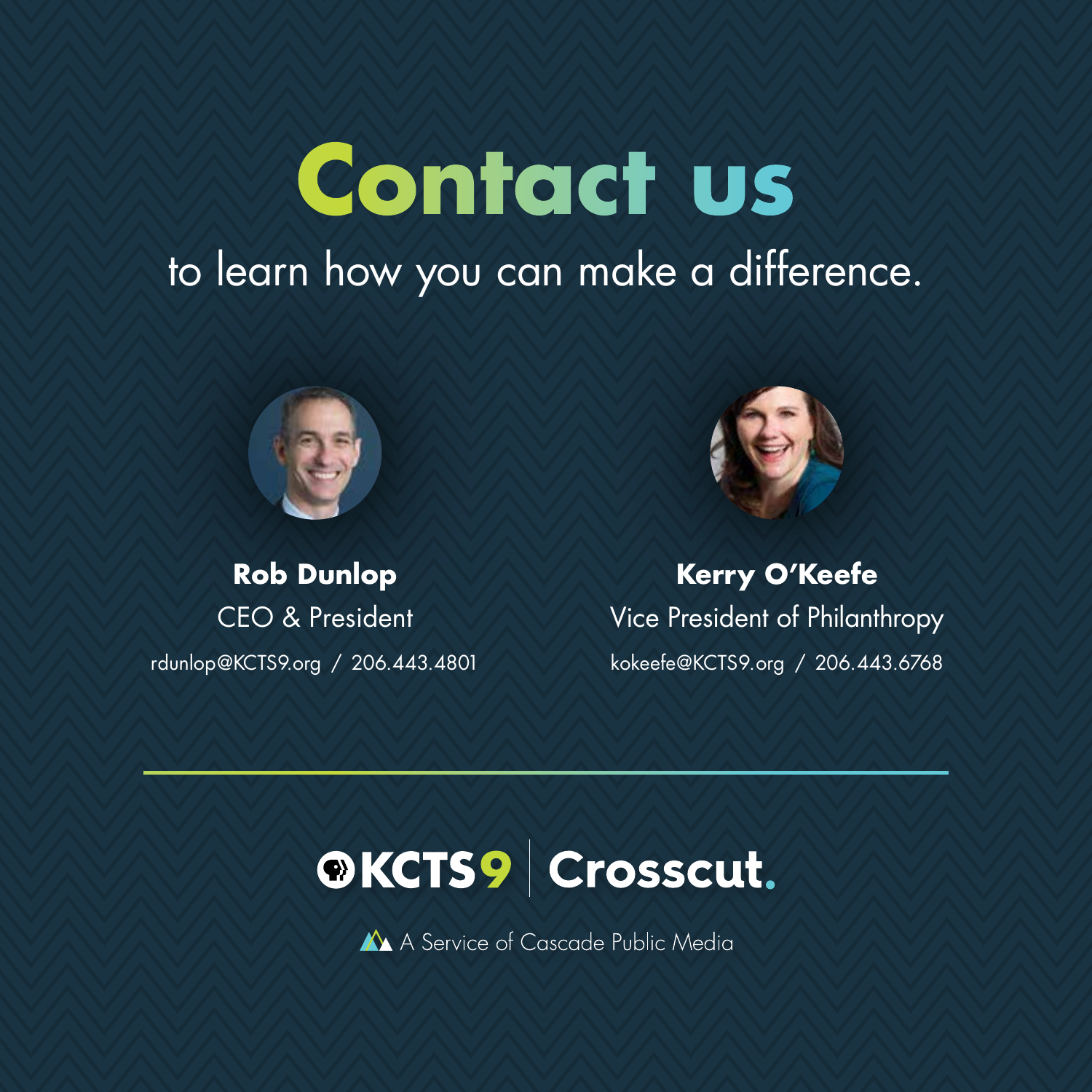# Contact us

to learn how you can make a difference.

**Rob Dunlop**
CEO & President
rdunlop@KCTS9.org / 206.443.4801

**Kerry O'Keefe**
Vice President of Philanthropy
kokeefe@KCTS9.org / 206.443.6768

KCTS9 | Crosscut.

A Service of Cascade Public Media